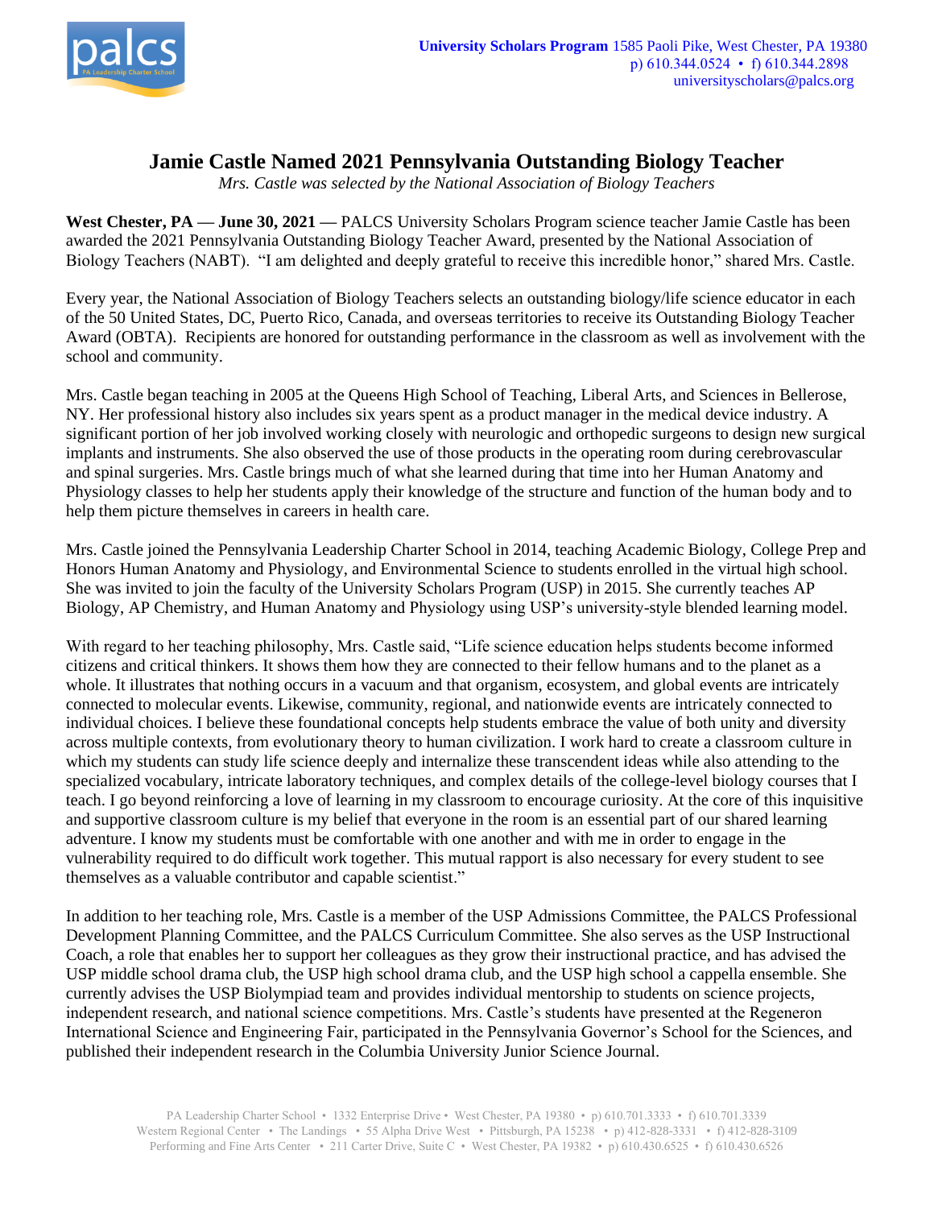University Scholars Program 1585 Paoli Pike, West Chester, PA 19380
p) 610.344.0524 • f) 610.344.2898
universityscholars@palcs.org

# Jamie Castle Named 2021 Pennsylvania Outstanding Biology Teacher

*Mrs. Castle was selected by the National Association of Biology Teachers*

**West Chester, PA — June 30, 2021 —** PALCS University Scholars Program science teacher Jamie Castle has been awarded the 2021 Pennsylvania Outstanding Biology Teacher Award, presented by the National Association of Biology Teachers (NABT). "I am delighted and deeply grateful to receive this incredible honor," shared Mrs. Castle.

Every year, the National Association of Biology Teachers selects an outstanding biology/life science educator in each of the 50 United States, DC, Puerto Rico, Canada, and overseas territories to receive its Outstanding Biology Teacher Award (OBTA). Recipients are honored for outstanding performance in the classroom as well as involvement with the school and community.

Mrs. Castle began teaching in 2005 at the Queens High School of Teaching, Liberal Arts, and Sciences in Bellerose, NY. Her professional history also includes six years spent as a product manager in the medical device industry. A significant portion of her job involved working closely with neurologic and orthopedic surgeons to design new surgical implants and instruments. She also observed the use of those products in the operating room during cerebrovascular and spinal surgeries. Mrs. Castle brings much of what she learned during that time into her Human Anatomy and Physiology classes to help her students apply their knowledge of the structure and function of the human body and to help them picture themselves in careers in health care.

Mrs. Castle joined the Pennsylvania Leadership Charter School in 2014, teaching Academic Biology, College Prep and Honors Human Anatomy and Physiology, and Environmental Science to students enrolled in the virtual high school. She was invited to join the faculty of the University Scholars Program (USP) in 2015. She currently teaches AP Biology, AP Chemistry, and Human Anatomy and Physiology using USP's university-style blended learning model.

With regard to her teaching philosophy, Mrs. Castle said, "Life science education helps students become informed citizens and critical thinkers. It shows them how they are connected to their fellow humans and to the planet as a whole. It illustrates that nothing occurs in a vacuum and that organism, ecosystem, and global events are intricately connected to molecular events. Likewise, community, regional, and nationwide events are intricately connected to individual choices. I believe these foundational concepts help students embrace the value of both unity and diversity across multiple contexts, from evolutionary theory to human civilization. I work hard to create a classroom culture in which my students can study life science deeply and internalize these transcendent ideas while also attending to the specialized vocabulary, intricate laboratory techniques, and complex details of the college-level biology courses that I teach. I go beyond reinforcing a love of learning in my classroom to encourage curiosity. At the core of this inquisitive and supportive classroom culture is my belief that everyone in the room is an essential part of our shared learning adventure. I know my students must be comfortable with one another and with me in order to engage in the vulnerability required to do difficult work together. This mutual rapport is also necessary for every student to see themselves as a valuable contributor and capable scientist."

In addition to her teaching role, Mrs. Castle is a member of the USP Admissions Committee, the PALCS Professional Development Planning Committee, and the PALCS Curriculum Committee. She also serves as the USP Instructional Coach, a role that enables her to support her colleagues as they grow their instructional practice, and has advised the USP middle school drama club, the USP high school drama club, and the USP high school a cappella ensemble. She currently advises the USP Biolympiad team and provides individual mentorship to students on science projects, independent research, and national science competitions. Mrs. Castle's students have presented at the Regeneron International Science and Engineering Fair, participated in the Pennsylvania Governor's School for the Sciences, and published their independent research in the Columbia University Junior Science Journal.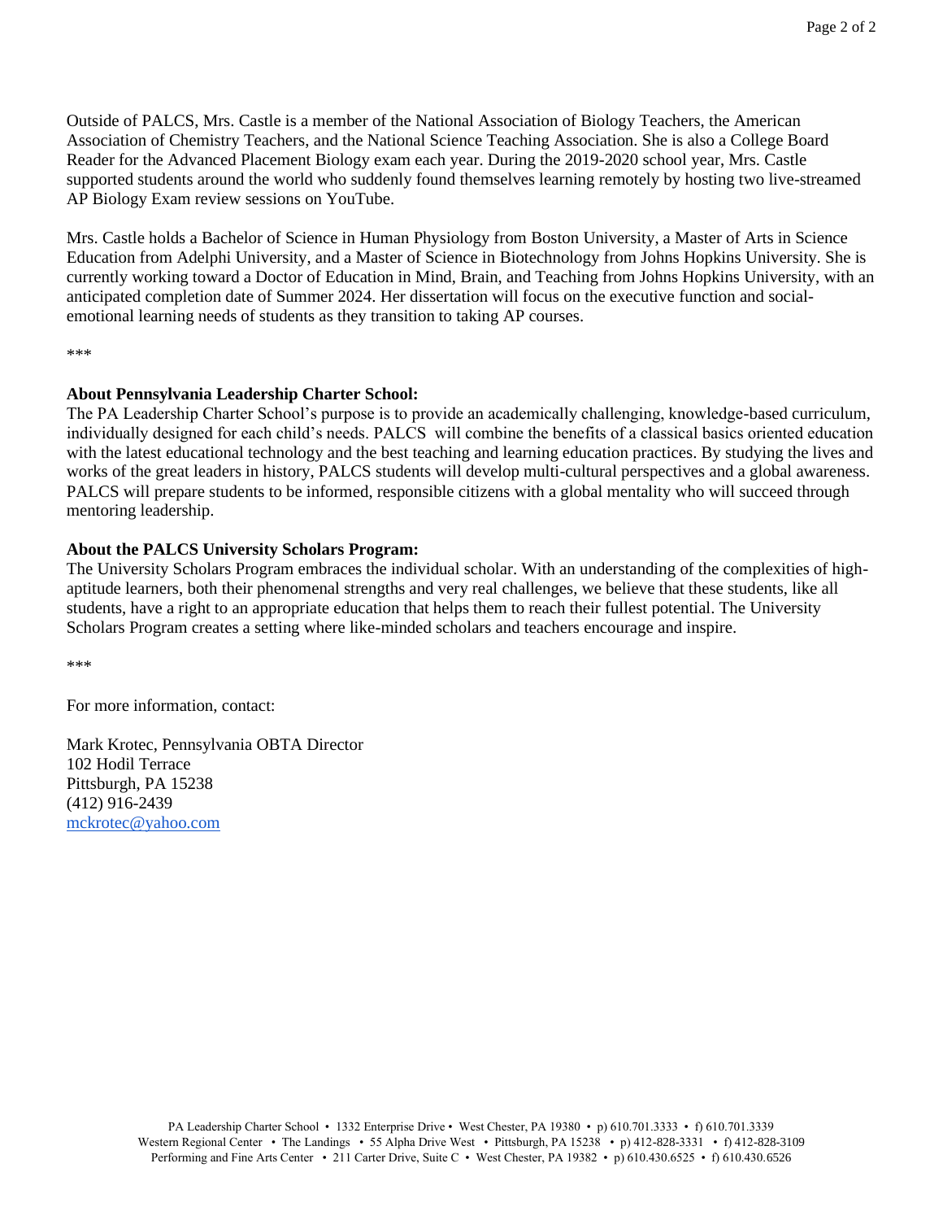Outside of PALCS, Mrs. Castle is a member of the National Association of Biology Teachers, the American Association of Chemistry Teachers, and the National Science Teaching Association. She is also a College Board Reader for the Advanced Placement Biology exam each year. During the 2019-2020 school year, Mrs. Castle supported students around the world who suddenly found themselves learning remotely by hosting two live-streamed AP Biology Exam review sessions on YouTube.

Mrs. Castle holds a Bachelor of Science in Human Physiology from Boston University, a Master of Arts in Science Education from Adelphi University, and a Master of Science in Biotechnology from Johns Hopkins University. She is currently working toward a Doctor of Education in Mind, Brain, and Teaching from Johns Hopkins University, with an anticipated completion date of Summer 2024. Her dissertation will focus on the executive function and social-emotional learning needs of students as they transition to taking AP courses.

***

**About Pennsylvania Leadership Charter School:**
The PA Leadership Charter School's purpose is to provide an academically challenging, knowledge-based curriculum, individually designed for each child's needs. PALCS will combine the benefits of a classical basics oriented education with the latest educational technology and the best teaching and learning education practices. By studying the lives and works of the great leaders in history, PALCS students will develop multi-cultural perspectives and a global awareness. PALCS will prepare students to be informed, responsible citizens with a global mentality who will succeed through mentoring leadership.

**About the PALCS University Scholars Program:**
The University Scholars Program embraces the individual scholar. With an understanding of the complexities of high-aptitude learners, both their phenomenal strengths and very real challenges, we believe that these students, like all students, have a right to an appropriate education that helps them to reach their fullest potential. The University Scholars Program creates a setting where like-minded scholars and teachers encourage and inspire.

***

For more information, contact:

Mark Krotec, Pennsylvania OBTA Director
102 Hodil Terrace
Pittsburgh, PA 15238
(412) 916-2439
mckrotec@yahoo.com

PA Leadership Charter School • 1332 Enterprise Drive • West Chester, PA 19380 • p) 610.701.3333 • f) 610.701.3339
Western Regional Center • The Landings • 55 Alpha Drive West • Pittsburgh, PA 15238 • p) 412-828-3331 • f) 412-828-3109
Performing and Fine Arts Center • 211 Carter Drive, Suite C • West Chester, PA 19382 • p) 610.430.6525 • f) 610.430.6526